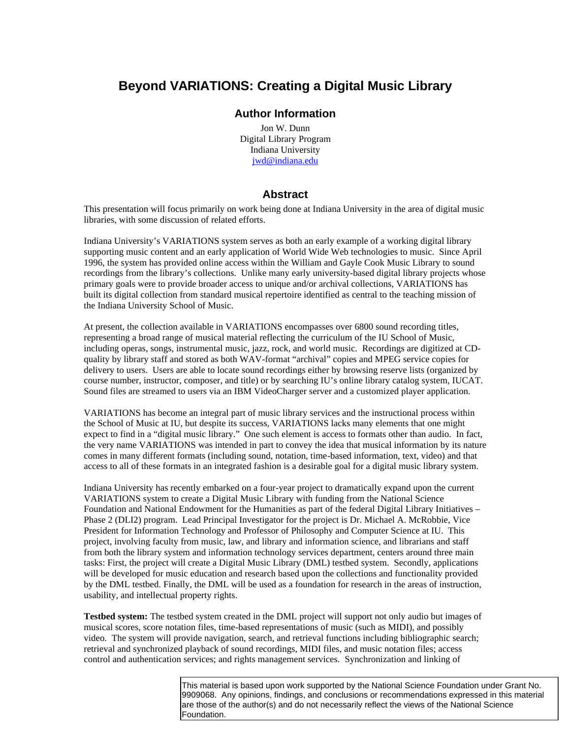# Beyond VARIATIONS: Creating a Digital Music Library

## Author Information

Jon W. Dunn
Digital Library Program
Indiana University
jwd@indiana.edu

## Abstract

This presentation will focus primarily on work being done at Indiana University in the area of digital music libraries, with some discussion of related efforts.

Indiana University's VARIATIONS system serves as both an early example of a working digital library supporting music content and an early application of World Wide Web technologies to music. Since April 1996, the system has provided online access within the William and Gayle Cook Music Library to sound recordings from the library's collections. Unlike many early university-based digital library projects whose primary goals were to provide broader access to unique and/or archival collections, VARIATIONS has built its digital collection from standard musical repertoire identified as central to the teaching mission of the Indiana University School of Music.

At present, the collection available in VARIATIONS encompasses over 6800 sound recording titles, representing a broad range of musical material reflecting the curriculum of the IU School of Music, including operas, songs, instrumental music, jazz, rock, and world music. Recordings are digitized at CD-quality by library staff and stored as both WAV-format "archival" copies and MPEG service copies for delivery to users. Users are able to locate sound recordings either by browsing reserve lists (organized by course number, instructor, composer, and title) or by searching IU's online library catalog system, IUCAT. Sound files are streamed to users via an IBM VideoCharger server and a customized player application.

VARIATIONS has become an integral part of music library services and the instructional process within the School of Music at IU, but despite its success, VARIATIONS lacks many elements that one might expect to find in a "digital music library." One such element is access to formats other than audio. In fact, the very name VARIATIONS was intended in part to convey the idea that musical information by its nature comes in many different formats (including sound, notation, time-based information, text, video) and that access to all of these formats in an integrated fashion is a desirable goal for a digital music library system.

Indiana University has recently embarked on a four-year project to dramatically expand upon the current VARIATIONS system to create a Digital Music Library with funding from the National Science Foundation and National Endowment for the Humanities as part of the federal Digital Library Initiatives – Phase 2 (DLI2) program. Lead Principal Investigator for the project is Dr. Michael A. McRobbie, Vice President for Information Technology and Professor of Philosophy and Computer Science at IU. This project, involving faculty from music, law, and library and information science, and librarians and staff from both the library system and information technology services department, centers around three main tasks: First, the project will create a Digital Music Library (DML) testbed system. Secondly, applications will be developed for music education and research based upon the collections and functionality provided by the DML testbed. Finally, the DML will be used as a foundation for research in the areas of instruction, usability, and intellectual property rights.

**Testbed system:** The testbed system created in the DML project will support not only audio but images of musical scores, score notation files, time-based representations of music (such as MIDI), and possibly video. The system will provide navigation, search, and retrieval functions including bibliographic search; retrieval and synchronized playback of sound recordings, MIDI files, and music notation files; access control and authentication services; and rights management services. Synchronization and linking of

This material is based upon work supported by the National Science Foundation under Grant No. 9909068. Any opinions, findings, and conclusions or recommendations expressed in this material are those of the author(s) and do not necessarily reflect the views of the National Science Foundation.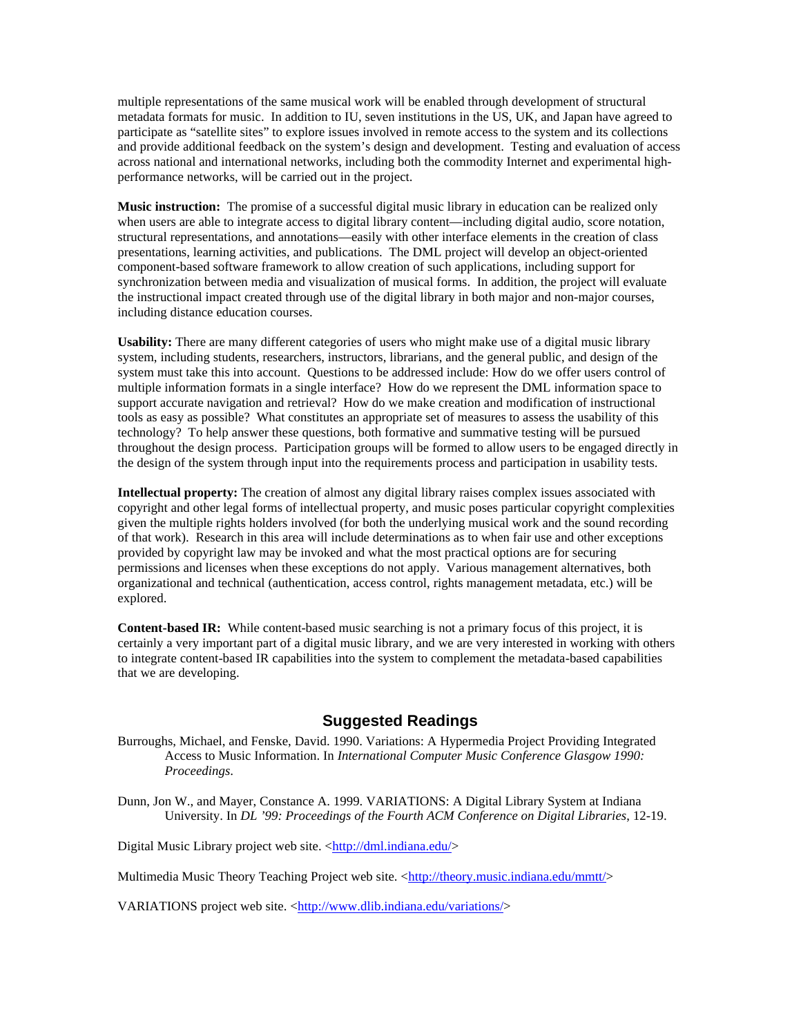multiple representations of the same musical work will be enabled through development of structural metadata formats for music. In addition to IU, seven institutions in the US, UK, and Japan have agreed to participate as "satellite sites" to explore issues involved in remote access to the system and its collections and provide additional feedback on the system's design and development. Testing and evaluation of access across national and international networks, including both the commodity Internet and experimental high-performance networks, will be carried out in the project.

**Music instruction:** The promise of a successful digital music library in education can be realized only when users are able to integrate access to digital library content—including digital audio, score notation, structural representations, and annotations—easily with other interface elements in the creation of class presentations, learning activities, and publications. The DML project will develop an object-oriented component-based software framework to allow creation of such applications, including support for synchronization between media and visualization of musical forms. In addition, the project will evaluate the instructional impact created through use of the digital library in both major and non-major courses, including distance education courses.

**Usability:** There are many different categories of users who might make use of a digital music library system, including students, researchers, instructors, librarians, and the general public, and design of the system must take this into account. Questions to be addressed include: How do we offer users control of multiple information formats in a single interface? How do we represent the DML information space to support accurate navigation and retrieval? How do we make creation and modification of instructional tools as easy as possible? What constitutes an appropriate set of measures to assess the usability of this technology? To help answer these questions, both formative and summative testing will be pursued throughout the design process. Participation groups will be formed to allow users to be engaged directly in the design of the system through input into the requirements process and participation in usability tests.

**Intellectual property:** The creation of almost any digital library raises complex issues associated with copyright and other legal forms of intellectual property, and music poses particular copyright complexities given the multiple rights holders involved (for both the underlying musical work and the sound recording of that work). Research in this area will include determinations as to when fair use and other exceptions provided by copyright law may be invoked and what the most practical options are for securing permissions and licenses when these exceptions do not apply. Various management alternatives, both organizational and technical (authentication, access control, rights management metadata, etc.) will be explored.

**Content-based IR:** While content-based music searching is not a primary focus of this project, it is certainly a very important part of a digital music library, and we are very interested in working with others to integrate content-based IR capabilities into the system to complement the metadata-based capabilities that we are developing.

## Suggested Readings

Burroughs, Michael, and Fenske, David. 1990. Variations: A Hypermedia Project Providing Integrated Access to Music Information. In *International Computer Music Conference Glasgow 1990: Proceedings*.

Dunn, Jon W., and Mayer, Constance A. 1999. VARIATIONS: A Digital Library System at Indiana University. In *DL '99: Proceedings of the Fourth ACM Conference on Digital Libraries*, 12-19.

Digital Music Library project web site. <http://dml.indiana.edu/>

Multimedia Music Theory Teaching Project web site. <http://theory.music.indiana.edu/mmtt/>

VARIATIONS project web site. <http://www.dlib.indiana.edu/variations/>